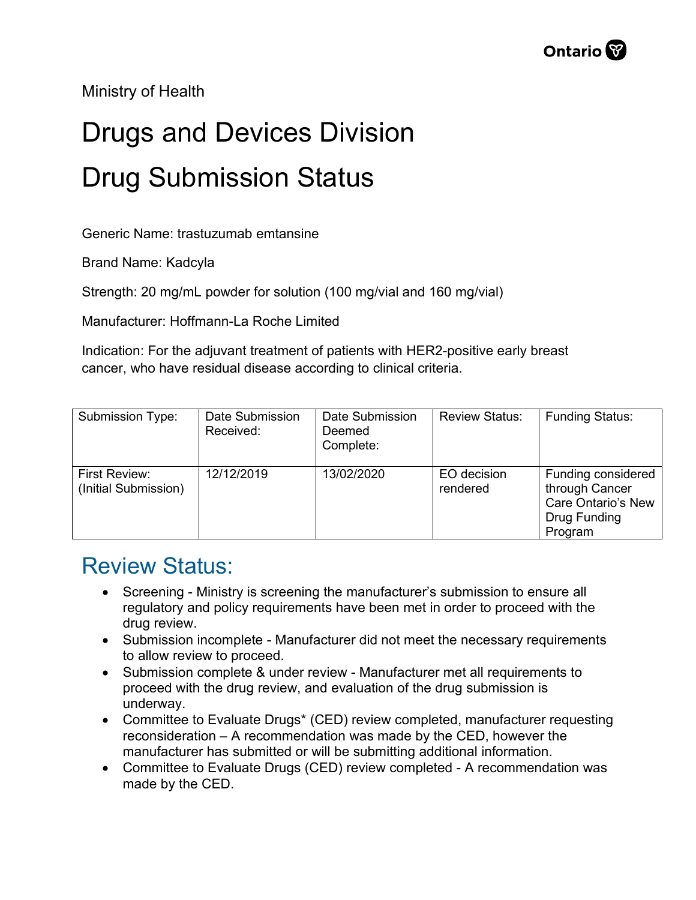Ministry of Health

# Drugs and Devices Division

# Drug Submission Status

Generic Name: trastuzumab emtansine

Brand Name: Kadcyla

Strength: 20 mg/mL powder for solution (100 mg/vial and 160 mg/vial)

Manufacturer: Hoffmann-La Roche Limited

Indication: For the adjuvant treatment of patients with HER2-positive early breast cancer, who have residual disease according to clinical criteria.

| Submission Type: | Date Submission Received: | Date Submission Deemed Complete: | Review Status: | Funding Status: |
|---|---|---|---|---|
| First Review: (Initial Submission) | 12/12/2019 | 13/02/2020 | EO decision rendered | Funding considered through Cancer Care Ontario's New Drug Funding Program |

## Review Status:

- Screening - Ministry is screening the manufacturer's submission to ensure all regulatory and policy requirements have been met in order to proceed with the drug review.
- Submission incomplete - Manufacturer did not meet the necessary requirements to allow review to proceed.
- Submission complete & under review - Manufacturer met all requirements to proceed with the drug review, and evaluation of the drug submission is underway.
- Committee to Evaluate Drugs* (CED) review completed, manufacturer requesting reconsideration – A recommendation was made by the CED, however the manufacturer has submitted or will be submitting additional information.
- Committee to Evaluate Drugs (CED) review completed - A recommendation was made by the CED.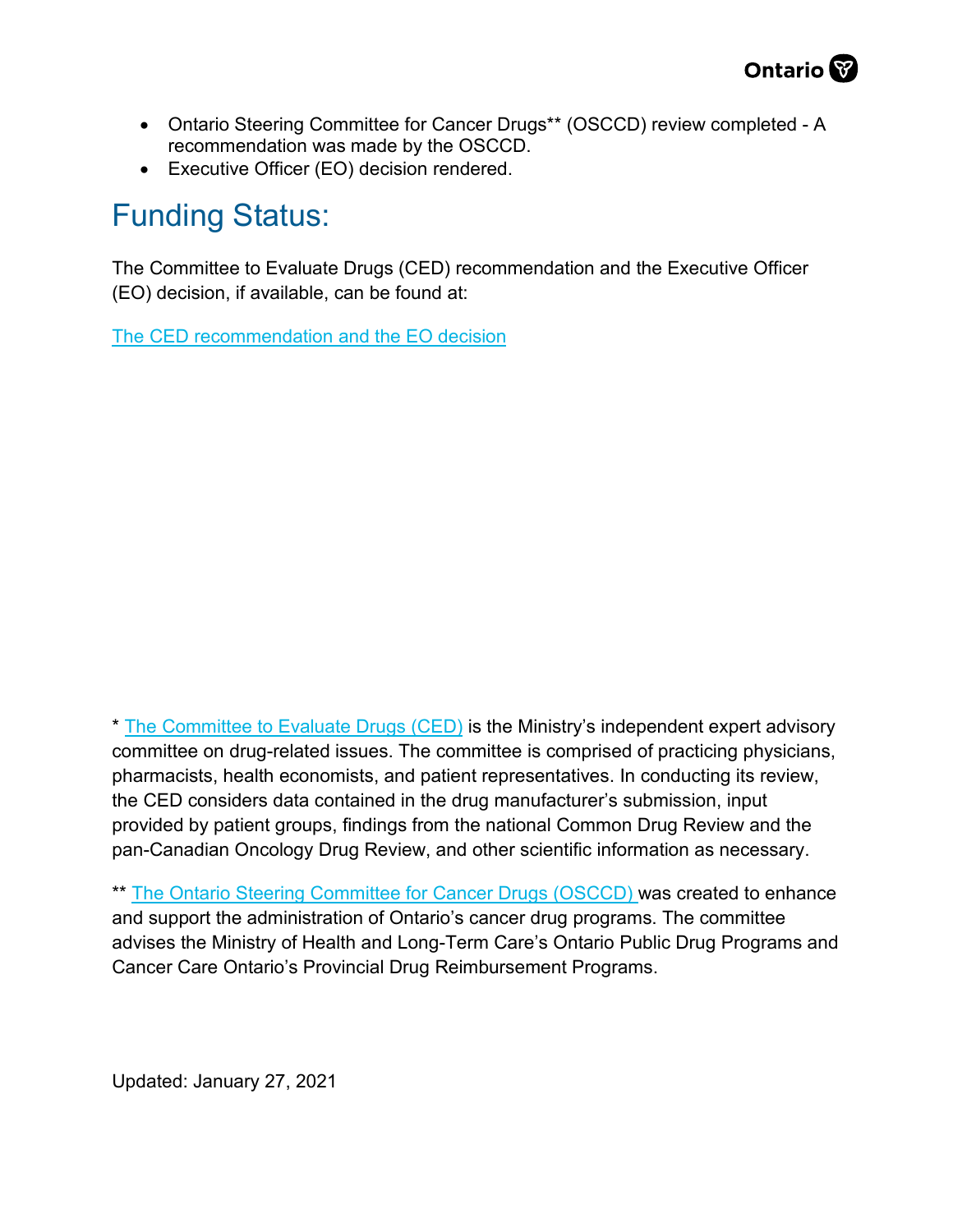- Ontario Steering Committee for Cancer Drugs** (OSCCD) review completed - A recommendation was made by the OSCCD.
- Executive Officer (EO) decision rendered.

## Funding Status:

The Committee to Evaluate Drugs (CED) recommendation and the Executive Officer (EO) decision, if available, can be found at:

The CED recommendation and the EO decision

* The Committee to Evaluate Drugs (CED) is the Ministry's independent expert advisory committee on drug-related issues. The committee is comprised of practicing physicians, pharmacists, health economists, and patient representatives. In conducting its review, the CED considers data contained in the drug manufacturer's submission, input provided by patient groups, findings from the national Common Drug Review and the pan-Canadian Oncology Drug Review, and other scientific information as necessary.

** The Ontario Steering Committee for Cancer Drugs (OSCCD) was created to enhance and support the administration of Ontario's cancer drug programs. The committee advises the Ministry of Health and Long-Term Care's Ontario Public Drug Programs and Cancer Care Ontario's Provincial Drug Reimbursement Programs.

Updated: January 27, 2021